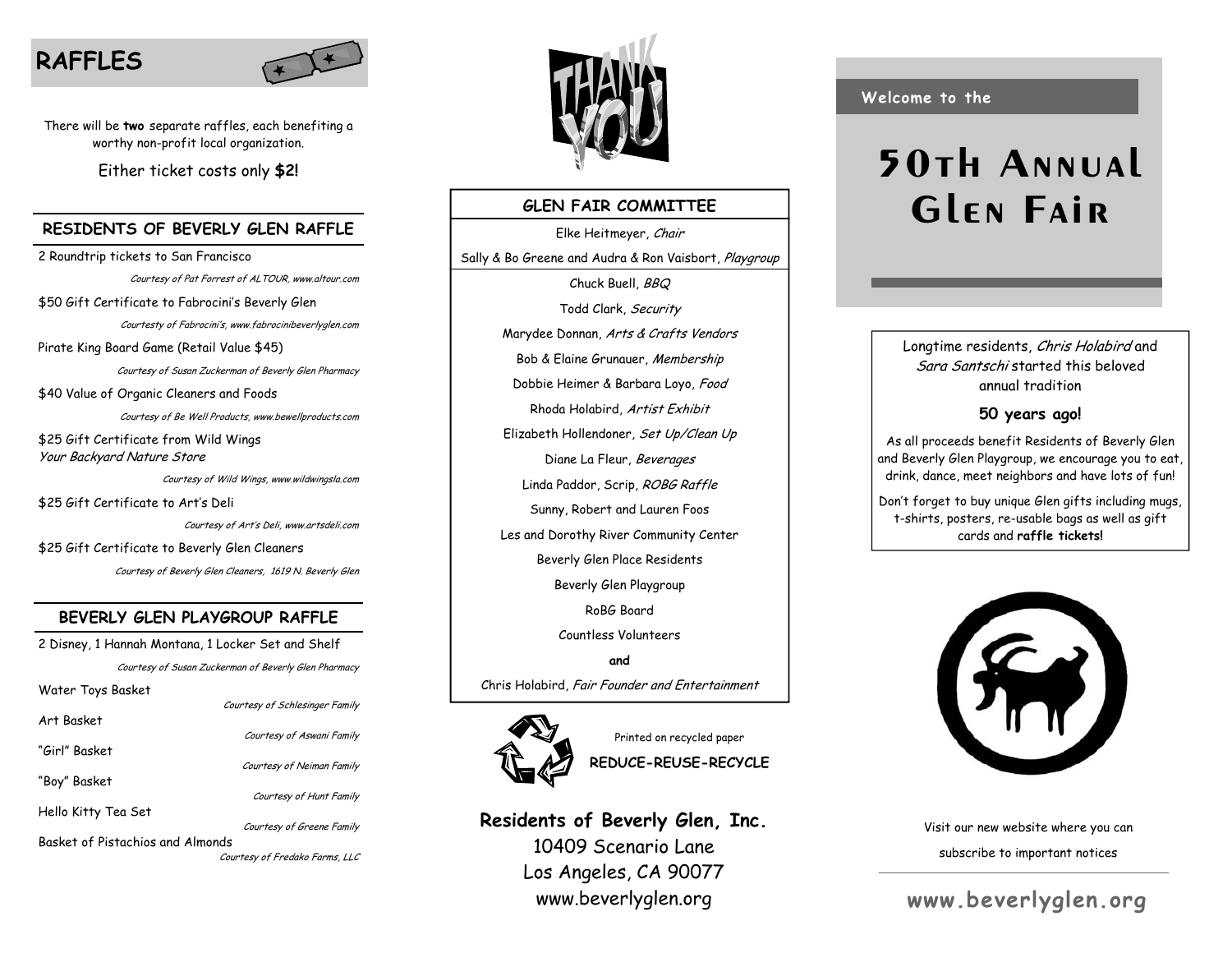# RAFFLES

There will be **two** separate raffles, each benefiting a worthy non-profit local organization.

Either ticket costs only **$2!**

## RESIDENTS OF BEVERLY GLEN RAFFLE

2 Roundtrip tickets to San Francisco

*Courtesy of Pat Forrest of ALTOUR, www.altour.com*

$50 Gift Certificate to Fabrocini's Beverly Glen

*Courtesty of Fabrocini's, www.fabrocinibeverlyglen.com*

Pirate King Board Game (Retail Value $45)

*Courtesy of Susan Zuckerman of Beverly Glen Pharmacy*

$40 Value of Organic Cleaners and Foods

*Courtesy of Be Well Products, www.bewellproducts.com*

$25 Gift Certificate from Wild Wings *Your Backyard Nature Store*

*Courtesy of Wild Wings, www.wildwingsla.com*

$25 Gift Certificate to Art's Deli

*Courtesy of Art's Deli, www.artsdeli.com*

$25 Gift Certificate to Beverly Glen Cleaners

*Courtesy of Beverly Glen Cleaners, 1619 N. Beverly Glen*

## BEVERLY GLEN PLAYGROUP RAFFLE

2 Disney, 1 Hannah Montana, 1 Locker Set and Shelf

*Courtesy of Susan Zuckerman of Beverly Glen Pharmacy*

Water Toys Basket

*Courtesy of Schlesinger Family*

Art Basket

*Courtesy of Aswani Family*

"Girl" Basket

*Courtesy of Neiman Family*

"Boy" Basket

*Courtesy of Hunt Family*

Hello Kitty Tea Set

*Courtesy of Greene Family*

Basket of Pistachios and Almonds

*Courtesy of Fredako Farms, LLC*

# THANK YOU

## GLEN FAIR COMMITTEE

Elke Heitmeyer, *Chair*

Sally & Bo Greene and Audra & Ron Vaisbort, *Playgroup*

Chuck Buell, *BBQ*

Todd Clark, *Security*

Marydee Donnan, *Arts & Crafts Vendors*

Bob & Elaine Grunauer, *Membership*

Dobbie Heimer & Barbara Loyo, *Food*

Rhoda Holabird, *Artist Exhibit*

Elizabeth Hollendoner, *Set Up/Clean Up*

Diane La Fleur, *Beverages*

Linda Paddor, Scrip, *ROBG Raffle*

Sunny, Robert and Lauren Foos

Les and Dorothy River Community Center

Beverly Glen Place Residents

Beverly Glen Playgroup

RoBG Board

Countless Volunteers

**and**

Chris Holabird, *Fair Founder and Entertainment*

Printed on recycled paper

**REDUCE-REUSE-RECYCLE**

**Residents of Beverly Glen, Inc.**
10409 Scenario Lane
Los Angeles, CA 90077
www.beverlyglen.org

**Welcome to the**

# 50th Annual Glen Fair

Longtime residents, *Chris Holabird* and *Sara Santschi* started this beloved annual tradition

**50 years ago!**

As all proceeds benefit Residents of Beverly Glen and Beverly Glen Playgroup, we encourage you to eat, drink, dance, meet neighbors and have lots of fun!

Don't forget to buy unique Glen gifts including mugs, t-shirts, posters, re-usable bags as well as gift cards and **raffle tickets!**

Visit our new website where you can subscribe to important notices

**www.beverlyglen.org**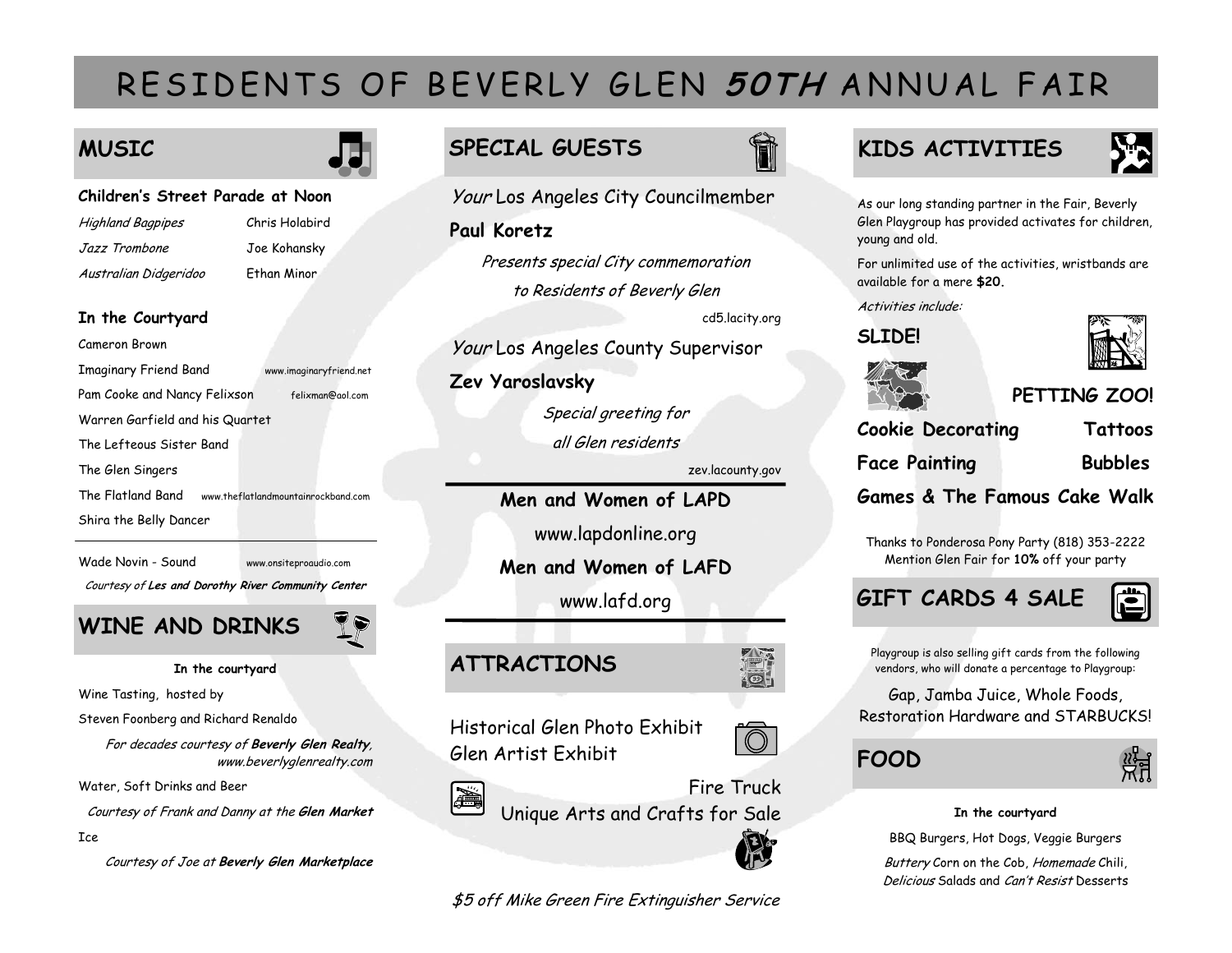# RESIDENTS OF BEVERLY GLEN *50TH* ANNUAL FAIR

## MUSIC

**Children's Street Parade at Noon**

*Highland Bagpipes* Chris Holabird
*Jazz Trombone* Joe Kohansky
*Australian Didgeridoo* Ethan Minor

**In the Courtyard**

Cameron Brown
Imaginary Friend Band www.imaginaryfriend.net
Pam Cooke and Nancy Felixson felixman@aol.com
Warren Garfield and his Quartet
The Lefteous Sister Band
The Glen Singers
The Flatland Band www.theflatlandmountainrockband.com
Shira the Belly Dancer

Wade Novin - Sound www.onsiteproaudio.com
*Courtesy of **Les and Dorothy River Community Center***

## WINE AND DRINKS

**In the courtyard**

Wine Tasting, hosted by
Steven Foonberg and Richard Renaldo

*For decades courtesy of **Beverly Glen Realty**, www.beverlyglenrealty.com*

Water, Soft Drinks and Beer

*Courtesy of Frank and Danny at the **Glen Market***

Ice

*Courtesy of Joe at **Beverly Glen Marketplace***

## SPECIAL GUESTS

*Your* Los Angeles City Councilmember
**Paul Koretz**
*Presents special City commemoration to Residents of Beverly Glen*
cd5.lacity.org

*Your* Los Angeles County Supervisor
**Zev Yaroslavsky**
*Special greeting for all Glen residents*
zev.lacounty.gov

**Men and Women of LAPD**
www.lapdonline.org
**Men and Women of LAFD**
www.lafd.org

## ATTRACTIONS

Historical Glen Photo Exhibit
Glen Artist Exhibit
Fire Truck
Unique Arts and Crafts for Sale

*$5 off Mike Green Fire Extinguisher Service*

## KIDS ACTIVITIES

As our long standing partner in the Fair, Beverly Glen Playgroup has provided activates for children, young and old.

For unlimited use of the activities, wristbands are available for a mere **$20.**

*Activities include:*

**SLIDE!**
**PETTING ZOO!**
**Cookie Decorating** **Tattoos**
**Face Painting** **Bubbles**
**Games & The Famous Cake Walk**

Thanks to Ponderosa Pony Party (818) 353-2222
Mention Glen Fair for **10%** off your party

## GIFT CARDS 4 SALE

Playgroup is also selling gift cards from the following vendors, who will donate a percentage to Playgroup:

Gap, Jamba Juice, Whole Foods, Restoration Hardware and STARBUCKS!

## FOOD

**In the courtyard**

BBQ Burgers, Hot Dogs, Veggie Burgers
*Buttery* Corn on the Cob, *Homemade* Chili, *Delicious* Salads and *Can't Resist* Desserts